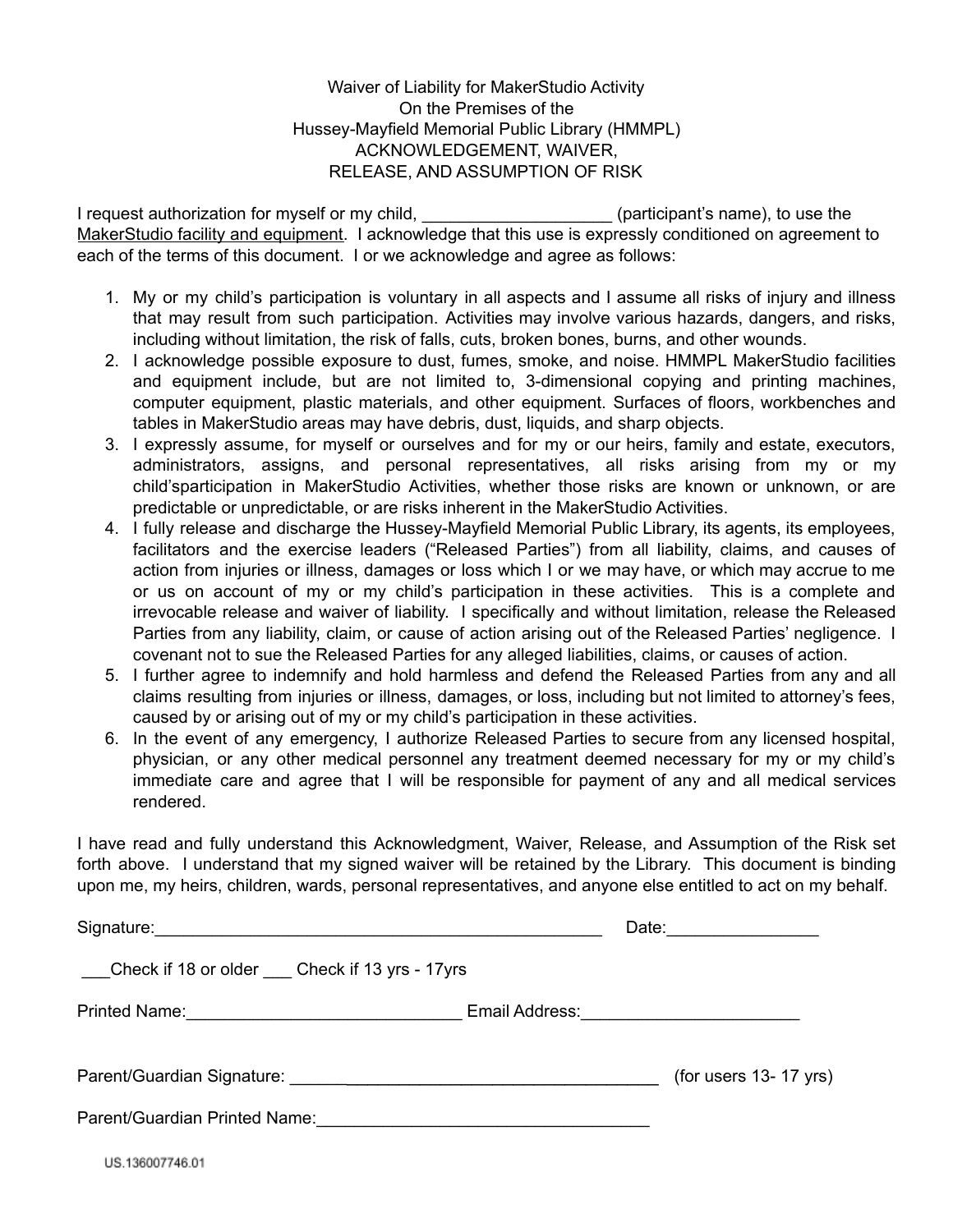# Waiver of Liability for MakerStudio Activity
## On the Premises of the
## Hussey-Mayfield Memorial Public Library (HMMPL)
## ACKNOWLEDGEMENT, WAIVER, RELEASE, AND ASSUMPTION OF RISK

I request authorization for myself or my child, ____________________ (participant's name), to use the MakerStudio facility and equipment. I acknowledge that this use is expressly conditioned on agreement to each of the terms of this document. I or we acknowledge and agree as follows:

1. My or my child's participation is voluntary in all aspects and I assume all risks of injury and illness that may result from such participation. Activities may involve various hazards, dangers, and risks, including without limitation, the risk of falls, cuts, broken bones, burns, and other wounds.
2. I acknowledge possible exposure to dust, fumes, smoke, and noise. HMMPL MakerStudio facilities and equipment include, but are not limited to, 3-dimensional copying and printing machines, computer equipment, plastic materials, and other equipment. Surfaces of floors, workbenches and tables in MakerStudio areas may have debris, dust, liquids, and sharp objects.
3. I expressly assume, for myself or ourselves and for my or our heirs, family and estate, executors, administrators, assigns, and personal representatives, all risks arising from my or my child'sparticipation in MakerStudio Activities, whether those risks are known or unknown, or are predictable or unpredictable, or are risks inherent in the MakerStudio Activities.
4. I fully release and discharge the Hussey-Mayfield Memorial Public Library, its agents, its employees, facilitators and the exercise leaders ("Released Parties") from all liability, claims, and causes of action from injuries or illness, damages or loss which I or we may have, or which may accrue to me or us on account of my or my child's participation in these activities. This is a complete and irrevocable release and waiver of liability. I specifically and without limitation, release the Released Parties from any liability, claim, or cause of action arising out of the Released Parties' negligence. I covenant not to sue the Released Parties for any alleged liabilities, claims, or causes of action.
5. I further agree to indemnify and hold harmless and defend the Released Parties from any and all claims resulting from injuries or illness, damages, or loss, including but not limited to attorney's fees, caused by or arising out of my or my child's participation in these activities.
6. In the event of any emergency, I authorize Released Parties to secure from any licensed hospital, physician, or any other medical personnel any treatment deemed necessary for my or my child's immediate care and agree that I will be responsible for payment of any and all medical services rendered.

I have read and fully understand this Acknowledgment, Waiver, Release, and Assumption of the Risk set forth above. I understand that my signed waiver will be retained by the Library. This document is binding upon me, my heirs, children, wards, personal representatives, and anyone else entitled to act on my behalf.

Signature:_________________________________________________ Date:________________

___Check if 18 or older ___ Check if 13 yrs - 17yrs

Printed Name:_____________________________ Email Address:_______________________

Parent/Guardian Signature: ___________________________________________ (for users 13- 17 yrs)

Parent/Guardian Printed Name:____________________________________

US.136007746.01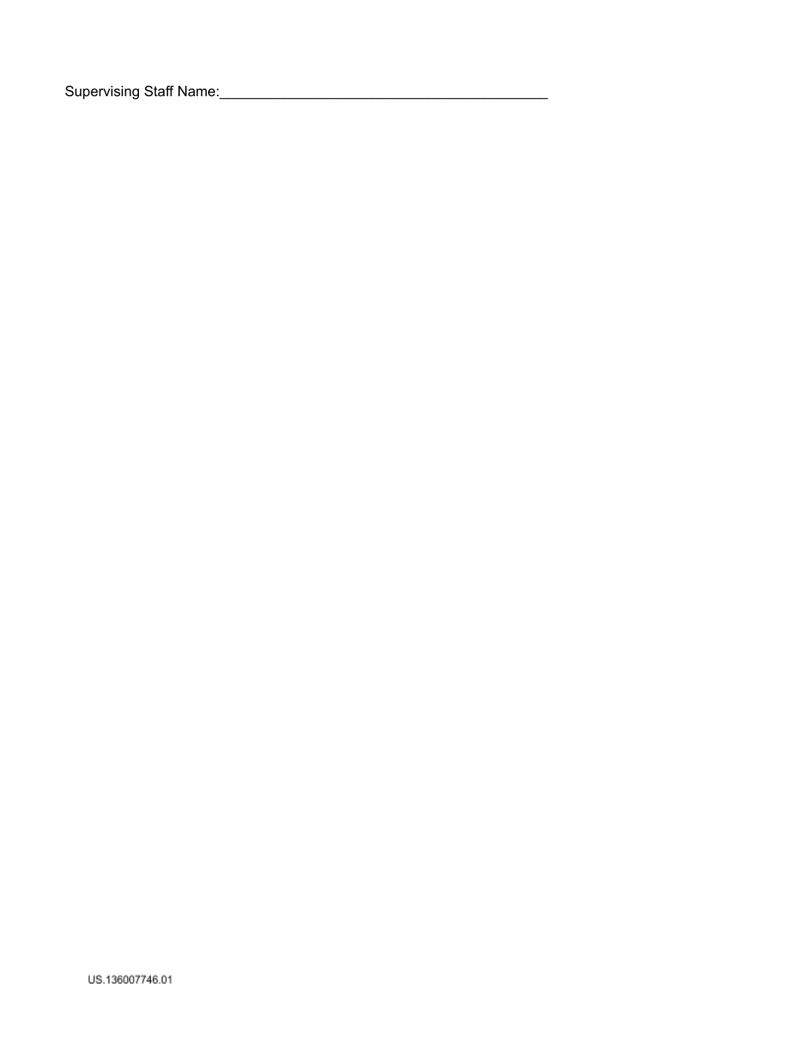Supervising Staff Name:_________________________________________